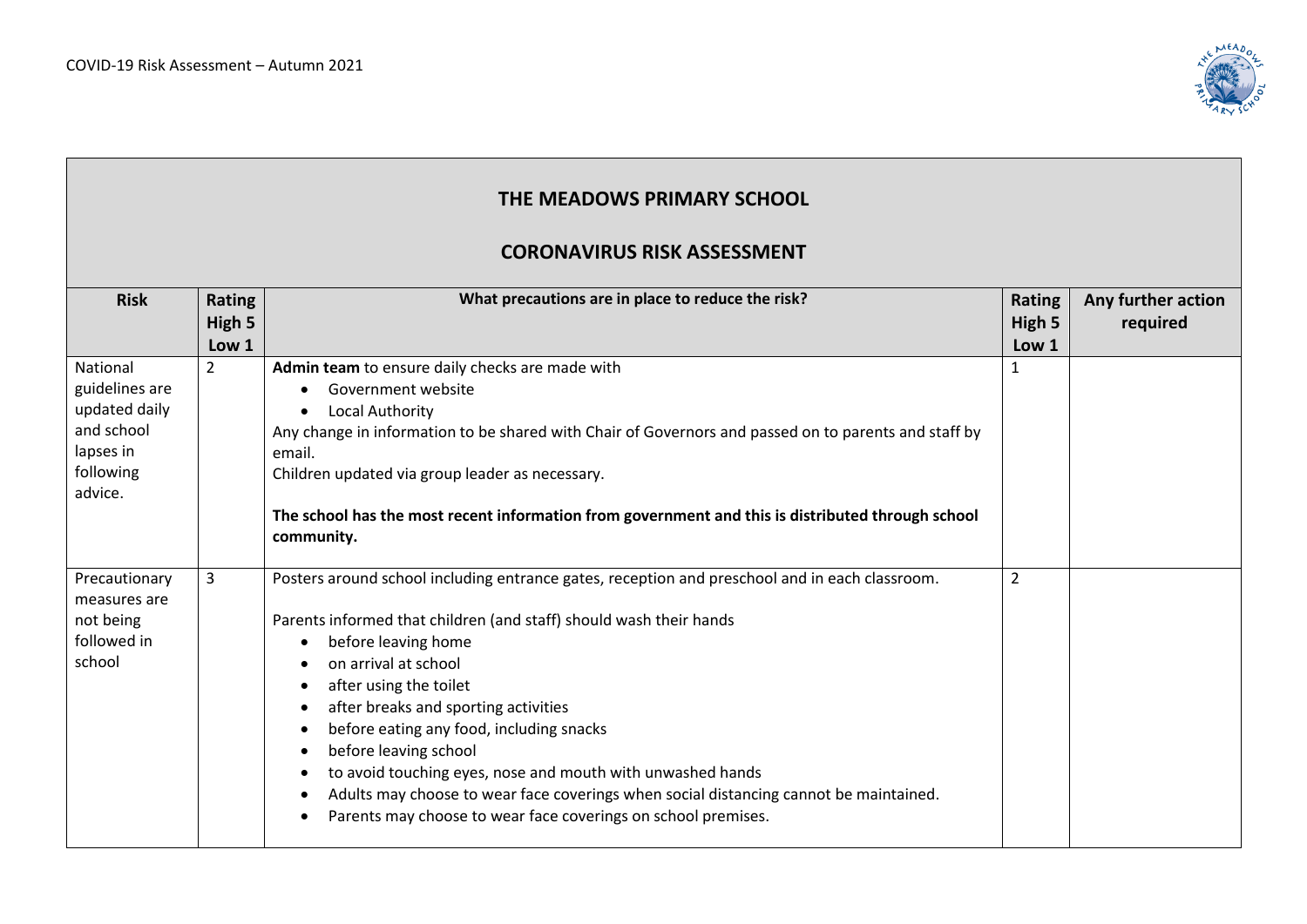# THE MEADOWS PRIMARY SCHOOL

## CORONAVIRUS RISK ASSESSMENT

| Risk | Rating High 5 Low 1 | What precautions are in place to reduce the risk? | Rating High 5 Low 1 | Any further action required |
|---|---|---|---|---|
| National guidelines are updated daily and school lapses in following advice. | 2 | **Admin team** to ensure daily checks are made with<br>• Government website<br>• Local Authority<br>Any change in information to be shared with Chair of Governors and passed on to parents and staff by email.<br>Children updated via group leader as necessary.<br><br>**The school has the most recent information from government and this is distributed through school community.** | 1 | |
| Precautionary measures are not being followed in school | 3 | Posters around school including entrance gates, reception and preschool and in each classroom.<br><br>Parents informed that children (and staff) should wash their hands<br>• before leaving home<br>• on arrival at school<br>• after using the toilet<br>• after breaks and sporting activities<br>• before eating any food, including snacks<br>• before leaving school<br>• to avoid touching eyes, nose and mouth with unwashed hands<br>• Adults may choose to wear face coverings when social distancing cannot be maintained.<br>• Parents may choose to wear face coverings on school premises. | 2 | |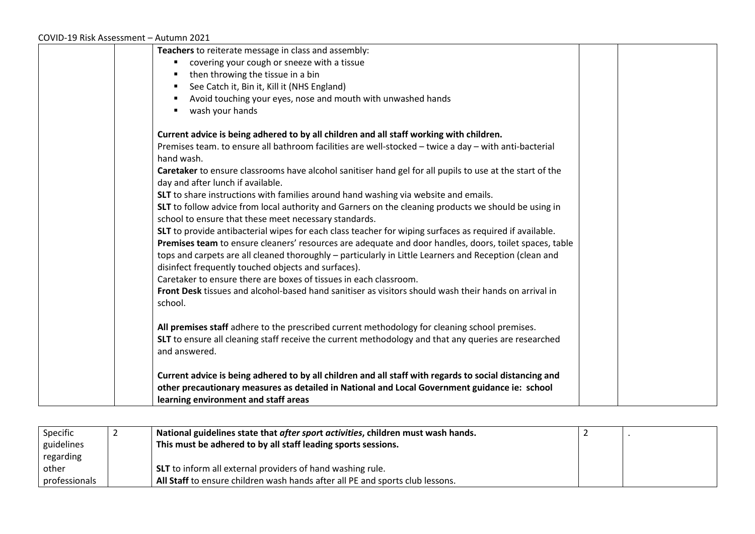|  |  | **Teachers** to reiterate message in class and assembly:<br>▪ covering your cough or sneeze with a tissue<br>▪ then throwing the tissue in a bin<br>▪ See Catch it, Bin it, Kill it (NHS England)<br>▪ Avoid touching your eyes, nose and mouth with unwashed hands<br>▪ wash your hands<br><br>**Current advice is being adhered to by all children and all staff working with children.**<br>Premises team. to ensure all bathroom facilities are well-stocked – twice a day – with anti-bacterial hand wash.<br>**Caretaker** to ensure classrooms have alcohol sanitiser hand gel for all pupils to use at the start of the day and after lunch if available.<br>**SLT** to share instructions with families around hand washing via website and emails.<br>**SLT** to follow advice from local authority and Garners on the cleaning products we should be using in school to ensure that these meet necessary standards.<br>**SLT** to provide antibacterial wipes for each class teacher for wiping surfaces as required if available.<br>**Premises team** to ensure cleaners' resources are adequate and door handles, doors, toilet spaces, table tops and carpets are all cleaned thoroughly – particularly in Little Learners and Reception (clean and disinfect frequently touched objects and surfaces).<br>Caretaker to ensure there are boxes of tissues in each classroom.<br>**Front Desk** tissues and alcohol-based hand sanitiser as visitors should wash their hands on arrival in school.<br><br>**All premises staff** adhere to the prescribed current methodology for cleaning school premises.<br>**SLT** to ensure all cleaning staff receive the current methodology and that any queries are researched and answered.<br><br>**Current advice is being adhered to by all children and all staff with regards to social distancing and other precautionary measures as detailed in National and Local Government guidance ie: school learning environment and staff areas** |  |  |

| Specific guidelines regarding other professionals | 2 | **National guidelines state that *after sport activities*, children must wash hands.**<br>**This must be adhered to by all staff leading sports sessions.**<br><br>**SLT** to inform all external providers of hand washing rule.<br>**All Staff** to ensure children wash hands after all PE and sports club lessons. | 2 | . |
|---|---|---|---|---|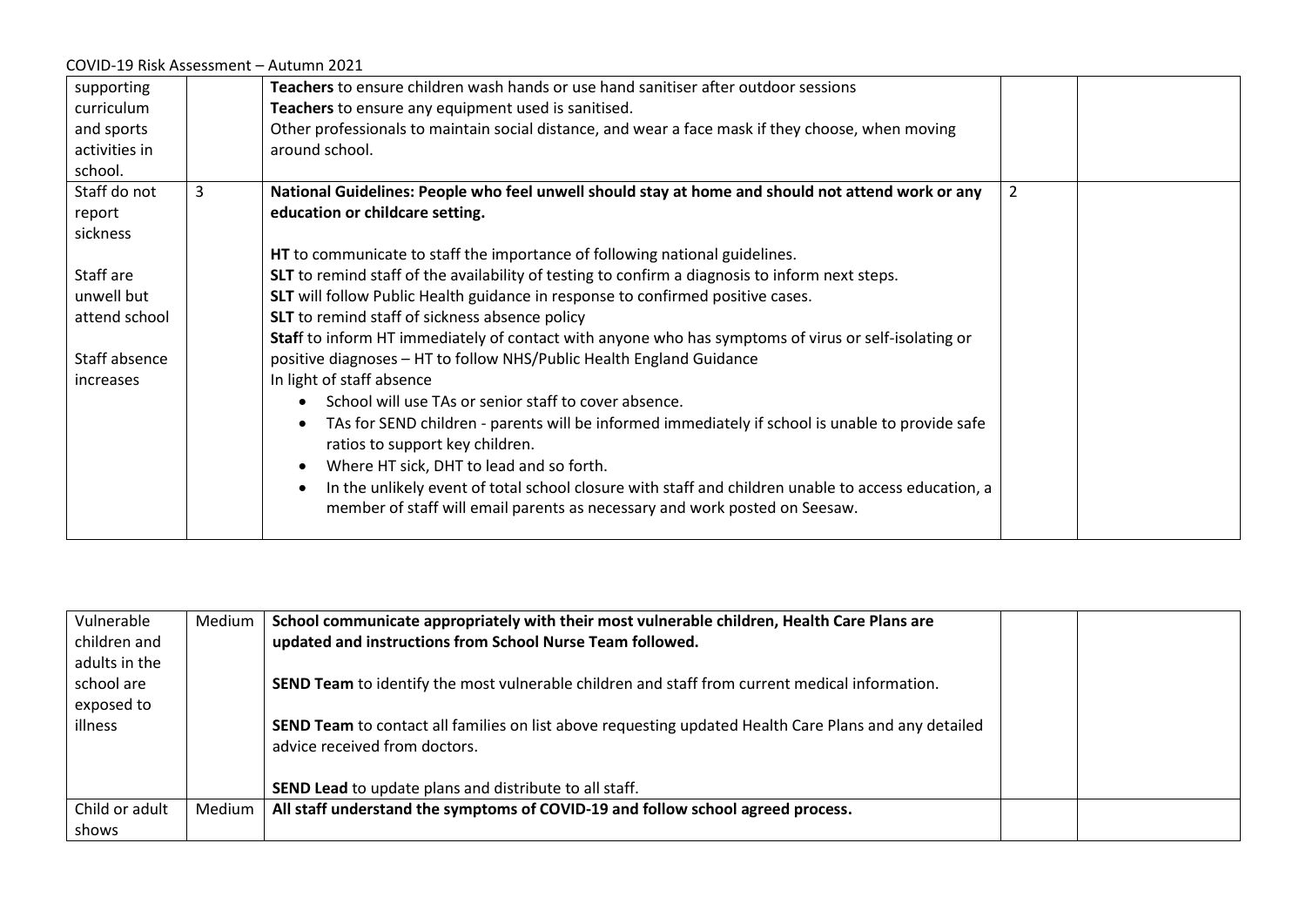| | | | | |
|---|---|---|---|---|
| supporting curriculum and sports activities in school. | | **Teachers** to ensure children wash hands or use hand sanitiser after outdoor sessions<br>**Teachers** to ensure any equipment used is sanitised.<br>Other professionals to maintain social distance, and wear a face mask if they choose, when moving around school. | | |
| Staff do not report sickness<br><br>Staff are unwell but attend school<br><br>Staff absence increases | 3 | **National Guidelines: People who feel unwell should stay at home and should not attend work or any education or childcare setting.**<br><br>**HT** to communicate to staff the importance of following national guidelines.<br>**SLT** to remind staff of the availability of testing to confirm a diagnosis to inform next steps.<br>**SLT** will follow Public Health guidance in response to confirmed positive cases.<br>**SLT** to remind staff of sickness absence policy<br>**Staf**f to inform HT immediately of contact with anyone who has symptoms of virus or self-isolating or positive diagnoses – HT to follow NHS/Public Health England Guidance<br>In light of staff absence<br>• School will use TAs or senior staff to cover absence.<br>• TAs for SEND children - parents will be informed immediately if school is unable to provide safe ratios to support key children.<br>• Where HT sick, DHT to lead and so forth.<br>• In the unlikely event of total school closure with staff and children unable to access education, a member of staff will email parents as necessary and work posted on Seesaw. | 2 | |

| | | | | |
|---|---|---|---|---|
| Vulnerable children and adults in the school are exposed to illness | Medium | **School communicate appropriately with their most vulnerable children, Health Care Plans are updated and instructions from School Nurse Team followed.**<br><br>**SEND Team** to identify the most vulnerable children and staff from current medical information.<br><br>**SEND Team** to contact all families on list above requesting updated Health Care Plans and any detailed advice received from doctors.<br><br>**SEND Lead** to update plans and distribute to all staff. | | |
| Child or adult shows | Medium | **All staff understand the symptoms of COVID-19 and follow school agreed process.** | | |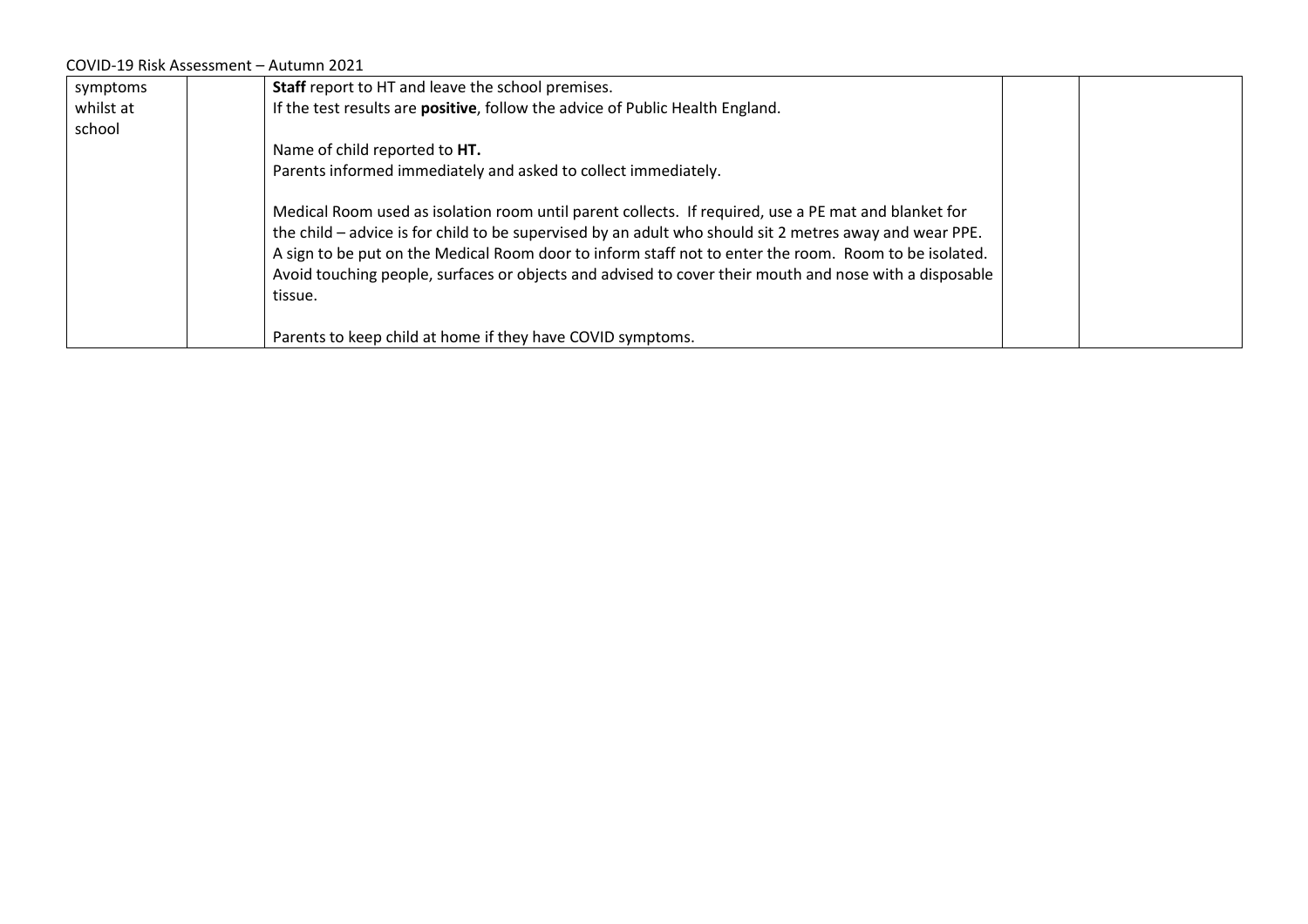| | | | | |
|---|---|---|---|---|
| symptoms whilst at school | | **Staff** report to HT and leave the school premises.<br>If the test results are **positive**, follow the advice of Public Health England.<br><br>Name of child reported to **HT.**<br>Parents informed immediately and asked to collect immediately.<br><br>Medical Room used as isolation room until parent collects. If required, use a PE mat and blanket for the child – advice is for child to be supervised by an adult who should sit 2 metres away and wear PPE. A sign to be put on the Medical Room door to inform staff not to enter the room. Room to be isolated. Avoid touching people, surfaces or objects and advised to cover their mouth and nose with a disposable tissue.<br><br>Parents to keep child at home if they have COVID symptoms. | | |